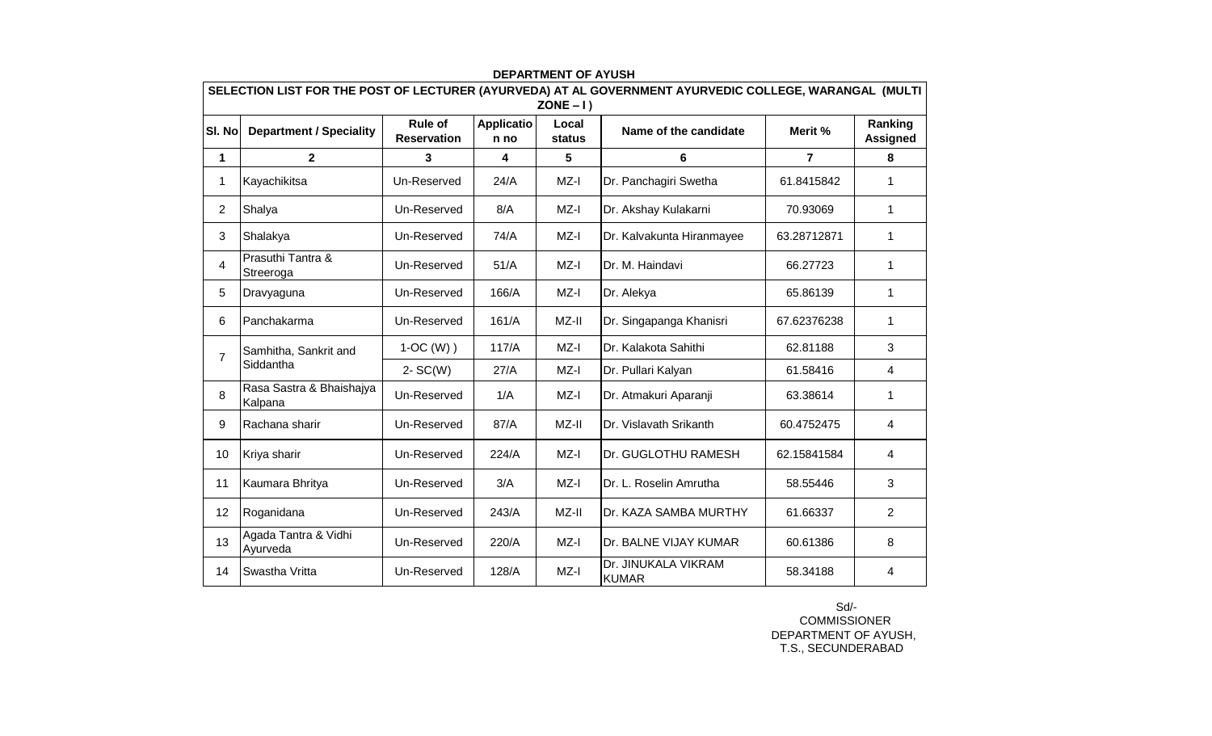# DEPARTMENT OF AYUSH

## SELECTION LIST FOR THE POST OF LECTURER (AYURVEDA) AT AL GOVERNMENT AYURVEDIC COLLEGE, WARANGAL (MULTI ZONE – I )

| Sl. No | Department / Speciality | Rule of Reservation | Application no | Local status | Name of the candidate | Merit % | Ranking Assigned |
|---|---|---|---|---|---|---|---|
| 1 | 2 | 3 | 4 | 5 | 6 | 7 | 8 |
| 1 | Kayachikitsa | Un-Reserved | 24/A | MZ-I | Dr. Panchagiri Swetha | 61.8415842 | 1 |
| 2 | Shalya | Un-Reserved | 8/A | MZ-I | Dr. Akshay Kulakarni | 70.93069 | 1 |
| 3 | Shalakya | Un-Reserved | 74/A | MZ-I | Dr. Kalvakunta Hiranmayee | 63.28712871 | 1 |
| 4 | Prasuthi Tantra & Streeroga | Un-Reserved | 51/A | MZ-I | Dr. M. Haindavi | 66.27723 | 1 |
| 5 | Dravyaguna | Un-Reserved | 166/A | MZ-I | Dr. Alekya | 65.86139 | 1 |
| 6 | Panchakarma | Un-Reserved | 161/A | MZ-II | Dr. Singapanga Khanisri | 67.62376238 | 1 |
| 7 | Samhitha, Sankrit and Siddantha | 1-OC (W) ) | 117/A | MZ-I | Dr. Kalakota Sahithi | 62.81188 | 3 |
| | | 2- SC(W) | 27/A | MZ-I | Dr. Pullari Kalyan | 61.58416 | 4 |
| 8 | Rasa Sastra & Bhaishajya Kalpana | Un-Reserved | 1/A | MZ-I | Dr. Atmakuri Aparanji | 63.38614 | 1 |
| 9 | Rachana sharir | Un-Reserved | 87/A | MZ-II | Dr. Vislavath Srikanth | 60.4752475 | 4 |
| 10 | Kriya sharir | Un-Reserved | 224/A | MZ-I | Dr. GUGLOTHU RAMESH | 62.15841584 | 4 |
| 11 | Kaumara Bhritya | Un-Reserved | 3/A | MZ-I | Dr. L. Roselin Amrutha | 58.55446 | 3 |
| 12 | Roganidana | Un-Reserved | 243/A | MZ-II | Dr. KAZA SAMBA MURTHY | 61.66337 | 2 |
| 13 | Agada Tantra & Vidhi Ayurveda | Un-Reserved | 220/A | MZ-I | Dr. BALNE VIJAY KUMAR | 60.61386 | 8 |
| 14 | Swastha Vritta | Un-Reserved | 128/A | MZ-I | Dr. JINUKALA VIKRAM KUMAR | 58.34188 | 4 |

Sd/-
COMMISSIONER
DEPARTMENT OF AYUSH,
T.S., SECUNDERABAD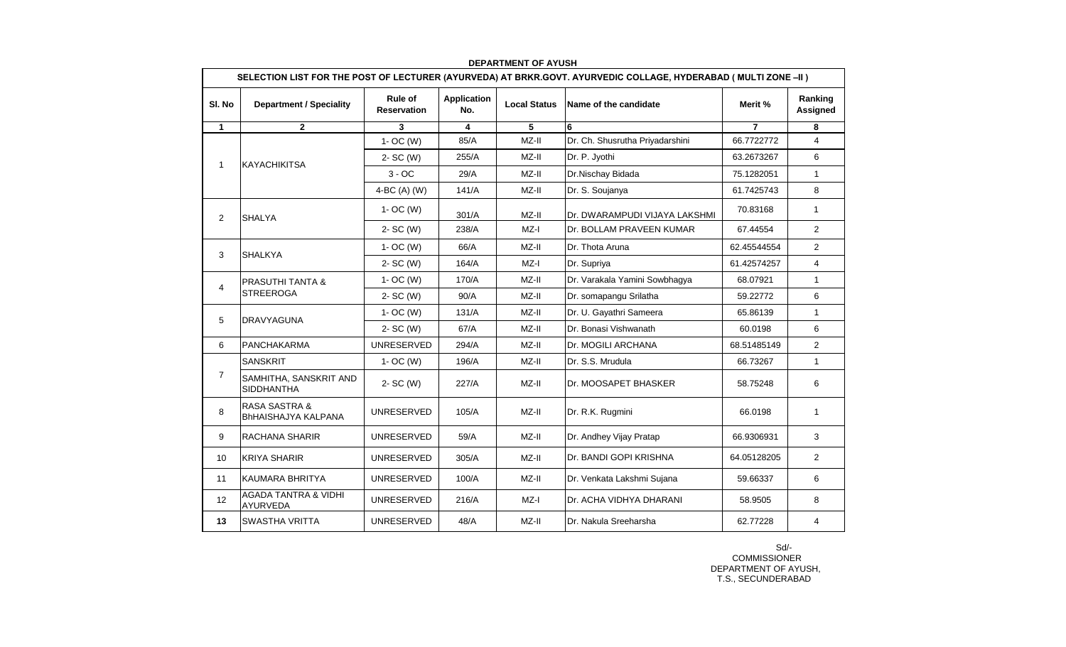**DEPARTMENT OF AYUSH**

| SELECTION LIST FOR THE POST OF LECTURER (AYURVEDA) AT BRKR.GOVT. AYURVEDIC COLLAGE, HYDERABAD ( MULTI ZONE –II ) | | | | | | | |
|---|---|---|---|---|---|---|---|
| **Sl. No** | **Department / Speciality** | **Rule of Reservation** | **Application No.** | **Local Status** | **Name of the candidate** | **Merit %** | **Ranking Assigned** |
| **1** | **2** | **3** | **4** | **5** | **6** | **7** | **8** |
| 1 | KAYACHIKITSA | 1- OC (W) | 85/A | MZ-II | Dr. Ch. Shusrutha Priyadarshini | 66.7722772 | 4 |
| | | 2- SC (W) | 255/A | MZ-II | Dr. P. Jyothi | 63.2673267 | 6 |
| | | 3 - OC | 29/A | MZ-II | Dr.Nischay Bidada | 75.1282051 | 1 |
| | | 4-BC (A) (W) | 141/A | MZ-II | Dr. S. Soujanya | 61.7425743 | 8 |
| 2 | SHALYA | 1- OC (W) | 301/A | MZ-II | Dr. DWARAMPUDI VIJAYA LAKSHMI | 70.83168 | 1 |
| | | 2- SC (W) | 238/A | MZ-I | Dr. BOLLAM PRAVEEN KUMAR | 67.44554 | 2 |
| 3 | SHALKYA | 1- OC (W) | 66/A | MZ-II | Dr. Thota Aruna | 62.45544554 | 2 |
| | | 2- SC (W) | 164/A | MZ-I | Dr. Supriya | 61.42574257 | 4 |
| 4 | PRASUTHI TANTA & STREEROGA | 1- OC (W) | 170/A | MZ-II | Dr. Varakala Yamini Sowbhagya | 68.07921 | 1 |
| | | 2- SC (W) | 90/A | MZ-II | Dr. somapangu Srilatha | 59.22772 | 6 |
| 5 | DRAVYAGUNA | 1- OC (W) | 131/A | MZ-II | Dr. U. Gayathri Sameera | 65.86139 | 1 |
| | | 2- SC (W) | 67/A | MZ-II | Dr. Bonasi Vishwanath | 60.0198 | 6 |
| 6 | PANCHAKARMA | UNRESERVED | 294/A | MZ-II | Dr. MOGILI ARCHANA | 68.51485149 | 2 |
| 7 | SANSKRIT | 1- OC (W) | 196/A | MZ-II | Dr. S.S. Mrudula | 66.73267 | 1 |
| | SAMHITHA, SANSKRIT AND SIDDHANTHA | 2- SC (W) | 227/A | MZ-II | Dr. MOOSAPET BHASKER | 58.75248 | 6 |
| 8 | RASA SASTRA & BhHAISHAJYA KALPANA | UNRESERVED | 105/A | MZ-II | Dr. R.K. Rugmini | 66.0198 | 1 |
| 9 | RACHANA SHARIR | UNRESERVED | 59/A | MZ-II | Dr. Andhey Vijay Pratap | 66.9306931 | 3 |
| 10 | KRIYA SHARIR | UNRESERVED | 305/A | MZ-II | Dr. BANDI GOPI KRISHNA | 64.05128205 | 2 |
| 11 | KAUMARA BHRITYA | UNRESERVED | 100/A | MZ-II | Dr. Venkata Lakshmi Sujana | 59.66337 | 6 |
| 12 | AGADA TANTRA & VIDHI AYURVEDA | UNRESERVED | 216/A | MZ-I | Dr. ACHA VIDHYA DHARANI | 58.9505 | 8 |
| **13** | SWASTHA VRITTA | UNRESERVED | 48/A | MZ-II | Dr. Nakula Sreeharsha | 62.77228 | 4 |

Sd/-
COMMISSIONER
DEPARTMENT OF AYUSH,
T.S., SECUNDERABAD